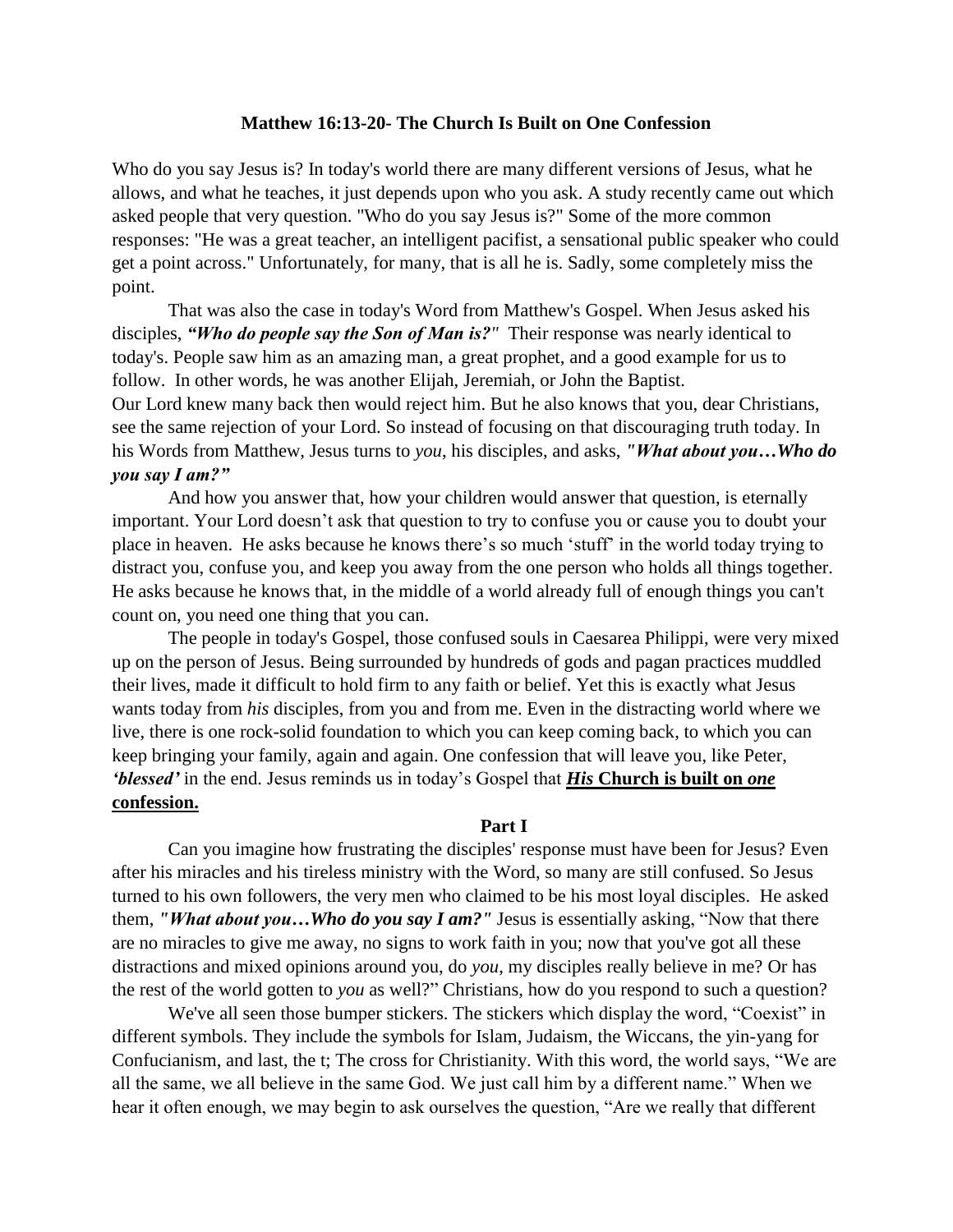**Matthew 16:13-20- The Church Is Built on One Confession**

Who do you say Jesus is? In today's world there are many different versions of Jesus, what he allows, and what he teaches, it just depends upon who you ask. A study recently came out which asked people that very question. "Who do you say Jesus is?" Some of the more common responses: "He was a great teacher, an intelligent pacifist, a sensational public speaker who could get a point across." Unfortunately, for many, that is all he is. Sadly, some completely miss the point.

That was also the case in today's Word from Matthew's Gospel. When Jesus asked his disciples, ***"Who do people say the Son of Man is?"*** Their response was nearly identical to today's. People saw him as an amazing man, a great prophet, and a good example for us to follow. In other words, he was another Elijah, Jeremiah, or John the Baptist.
Our Lord knew many back then would reject him. But he also knows that you, dear Christians, see the same rejection of your Lord. So instead of focusing on that discouraging truth today. In his Words from Matthew, Jesus turns to *you*, his disciples, and asks, ***"What about you…Who do you say I am?"***

And how you answer that, how your children would answer that question, is eternally important. Your Lord doesn't ask that question to try to confuse you or cause you to doubt your place in heaven. He asks because he knows there's so much 'stuff' in the world today trying to distract you, confuse you, and keep you away from the one person who holds all things together. He asks because he knows that, in the middle of a world already full of enough things you can't count on, you need one thing that you can.

The people in today's Gospel, those confused souls in Caesarea Philippi, were very mixed up on the person of Jesus. Being surrounded by hundreds of gods and pagan practices muddled their lives, made it difficult to hold firm to any faith or belief. Yet this is exactly what Jesus wants today from *his* disciples, from you and from me. Even in the distracting world where we live, there is one rock-solid foundation to which you can keep coming back, to which you can keep bringing your family, again and again. One confession that will leave you, like Peter, ***'blessed'*** in the end. Jesus reminds us in today's Gospel that ***His* Church is built on *one* confession.**

**Part I**

Can you imagine how frustrating the disciples' response must have been for Jesus? Even after his miracles and his tireless ministry with the Word, so many are still confused. So Jesus turned to his own followers, the very men who claimed to be his most loyal disciples. He asked them, ***"What about you…Who do you say I am?"*** Jesus is essentially asking, "Now that there are no miracles to give me away, no signs to work faith in you; now that you've got all these distractions and mixed opinions around you, do *you*, my disciples really believe in me? Or has the rest of the world gotten to *you* as well?" Christians, how do you respond to such a question?

We've all seen those bumper stickers. The stickers which display the word, "Coexist" in different symbols. They include the symbols for Islam, Judaism, the Wiccans, the yin-yang for Confucianism, and last, the t; The cross for Christianity. With this word, the world says, "We are all the same, we all believe in the same God. We just call him by a different name." When we hear it often enough, we may begin to ask ourselves the question, "Are we really that different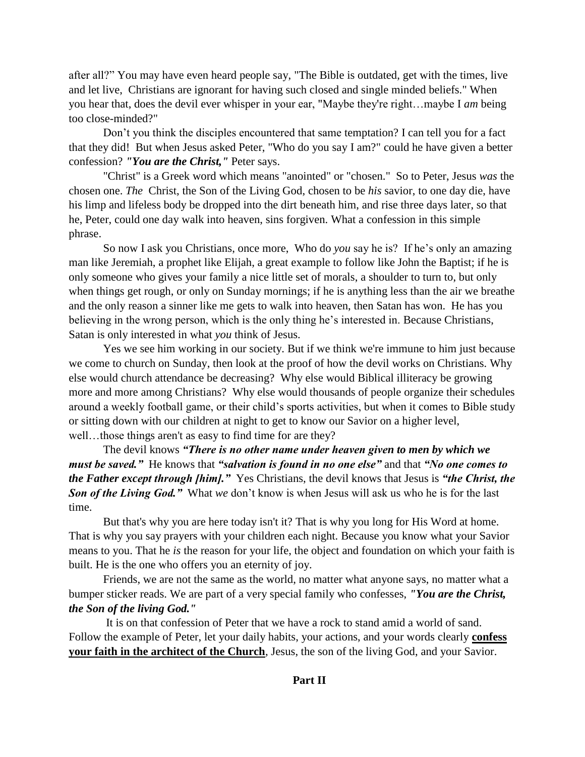after all?" You may have even heard people say, "The Bible is outdated, get with the times, live and let live, Christians are ignorant for having such closed and single minded beliefs." When you hear that, does the devil ever whisper in your ear, "Maybe they're right…maybe I *am* being too close-minded?"

Don't you think the disciples encountered that same temptation? I can tell you for a fact that they did! But when Jesus asked Peter, "Who do you say I am?" could he have given a better confession? ***"You are the Christ,"*** Peter says.

"Christ" is a Greek word which means "anointed" or "chosen." So to Peter, Jesus *was* the chosen one. *The* Christ, the Son of the Living God, chosen to be *his* savior, to one day die, have his limp and lifeless body be dropped into the dirt beneath him, and rise three days later, so that he, Peter, could one day walk into heaven, sins forgiven. What a confession in this simple phrase.

So now I ask you Christians, once more, Who do *you* say he is? If he's only an amazing man like Jeremiah, a prophet like Elijah, a great example to follow like John the Baptist; if he is only someone who gives your family a nice little set of morals, a shoulder to turn to, but only when things get rough, or only on Sunday mornings; if he is anything less than the air we breathe and the only reason a sinner like me gets to walk into heaven, then Satan has won. He has you believing in the wrong person, which is the only thing he's interested in. Because Christians, Satan is only interested in what *you* think of Jesus.

Yes we see him working in our society. But if we think we're immune to him just because we come to church on Sunday, then look at the proof of how the devil works on Christians. Why else would church attendance be decreasing? Why else would Biblical illiteracy be growing more and more among Christians? Why else would thousands of people organize their schedules around a weekly football game, or their child's sports activities, but when it comes to Bible study or sitting down with our children at night to get to know our Savior on a higher level, well…those things aren't as easy to find time for are they?

The devil knows ***"There is no other name under heaven given to men by which we must be saved."*** He knows that ***"salvation is found in no one else"*** and that ***"No one comes to the Father except through [him]."*** Yes Christians, the devil knows that Jesus is ***"the Christ, the Son of the Living God."*** What *we* don't know is when Jesus will ask us who he is for the last time.

But that's why you are here today isn't it? That is why you long for His Word at home. That is why you say prayers with your children each night. Because you know what your Savior means to you. That he *is* the reason for your life, the object and foundation on which your faith is built. He is the one who offers you an eternity of joy.

Friends, we are not the same as the world, no matter what anyone says, no matter what a bumper sticker reads. We are part of a very special family who confesses, ***"You are the Christ, the Son of the living God."***

It is on that confession of Peter that we have a rock to stand amid a world of sand. Follow the example of Peter, let your daily habits, your actions, and your words clearly **confess your faith in the architect of the Church**, Jesus, the son of the living God, and your Savior.

## Part II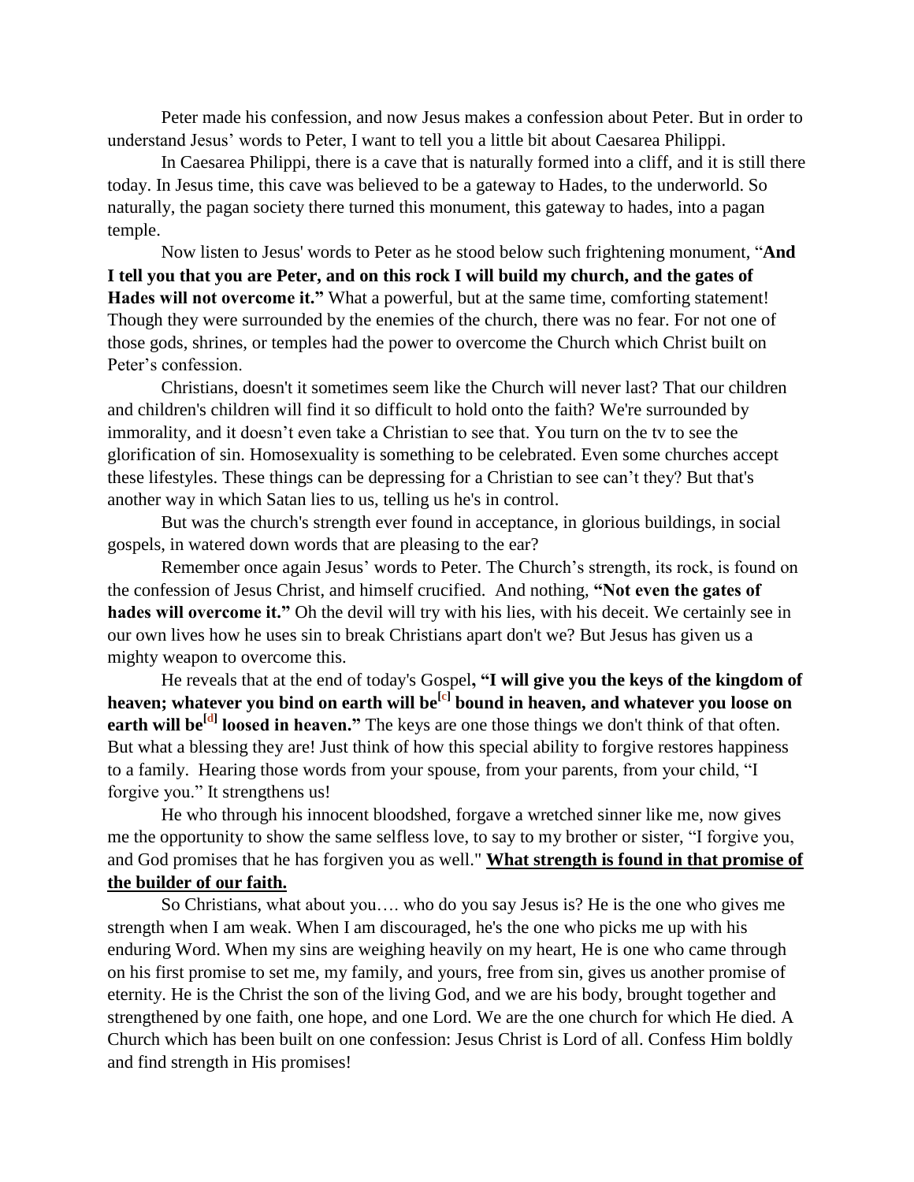Peter made his confession, and now Jesus makes a confession about Peter. But in order to understand Jesus' words to Peter, I want to tell you a little bit about Caesarea Philippi.

In Caesarea Philippi, there is a cave that is naturally formed into a cliff, and it is still there today. In Jesus time, this cave was believed to be a gateway to Hades, to the underworld. So naturally, the pagan society there turned this monument, this gateway to hades, into a pagan temple.

Now listen to Jesus' words to Peter as he stood below such frightening monument, "**And I tell you that you are Peter, and on this rock I will build my church, and the gates of Hades will not overcome it."** What a powerful, but at the same time, comforting statement! Though they were surrounded by the enemies of the church, there was no fear. For not one of those gods, shrines, or temples had the power to overcome the Church which Christ built on Peter's confession.

Christians, doesn't it sometimes seem like the Church will never last? That our children and children's children will find it so difficult to hold onto the faith? We're surrounded by immorality, and it doesn't even take a Christian to see that. You turn on the tv to see the glorification of sin. Homosexuality is something to be celebrated. Even some churches accept these lifestyles. These things can be depressing for a Christian to see can't they? But that's another way in which Satan lies to us, telling us he's in control.

But was the church's strength ever found in acceptance, in glorious buildings, in social gospels, in watered down words that are pleasing to the ear?

Remember once again Jesus' words to Peter. The Church's strength, its rock, is found on the confession of Jesus Christ, and himself crucified. And nothing, **"Not even the gates of hades will overcome it."** Oh the devil will try with his lies, with his deceit. We certainly see in our own lives how he uses sin to break Christians apart don't we? But Jesus has given us a mighty weapon to overcome this.

He reveals that at the end of today's Gospel**, "I will give you the keys of the kingdom of heaven; whatever you bind on earth will be[c] bound in heaven, and whatever you loose on earth will be[d] loosed in heaven."** The keys are one those things we don't think of that often. But what a blessing they are! Just think of how this special ability to forgive restores happiness to a family. Hearing those words from your spouse, from your parents, from your child, "I forgive you." It strengthens us!

He who through his innocent bloodshed, forgave a wretched sinner like me, now gives me the opportunity to show the same selfless love, to say to my brother or sister, "I forgive you, and God promises that he has forgiven you as well." <u>**What strength is found in that promise of the builder of our faith.**</u>

So Christians, what about you…. who do you say Jesus is? He is the one who gives me strength when I am weak. When I am discouraged, he's the one who picks me up with his enduring Word. When my sins are weighing heavily on my heart, He is one who came through on his first promise to set me, my family, and yours, free from sin, gives us another promise of eternity. He is the Christ the son of the living God, and we are his body, brought together and strengthened by one faith, one hope, and one Lord. We are the one church for which He died. A Church which has been built on one confession: Jesus Christ is Lord of all. Confess Him boldly and find strength in His promises!